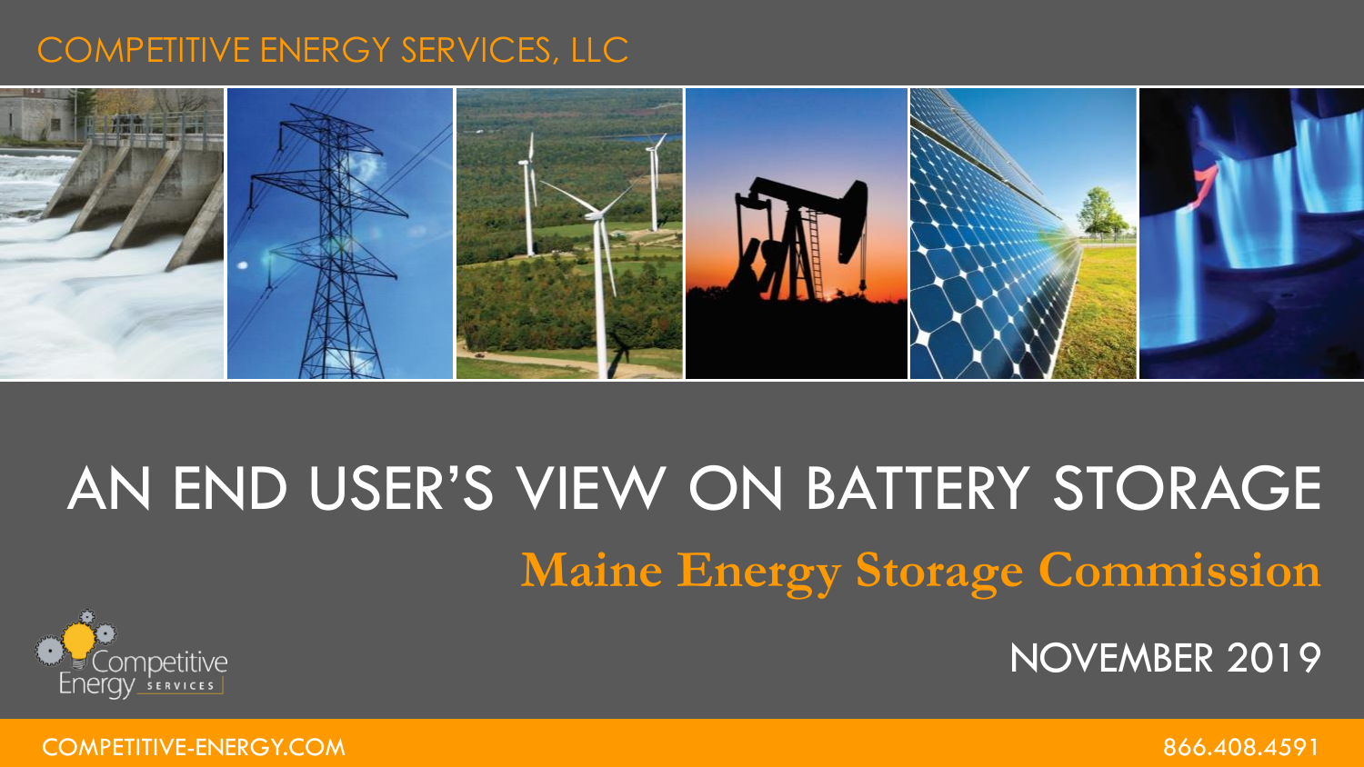COMPETITIVE ENERGY SERVICES, LLC

# AN END USER'S VIEW ON BATTERY STORAGE

## Maine Energy Storage Commission

NOVEMBER 2019

COMPETITIVE-ENERGY.COM

866.408.4591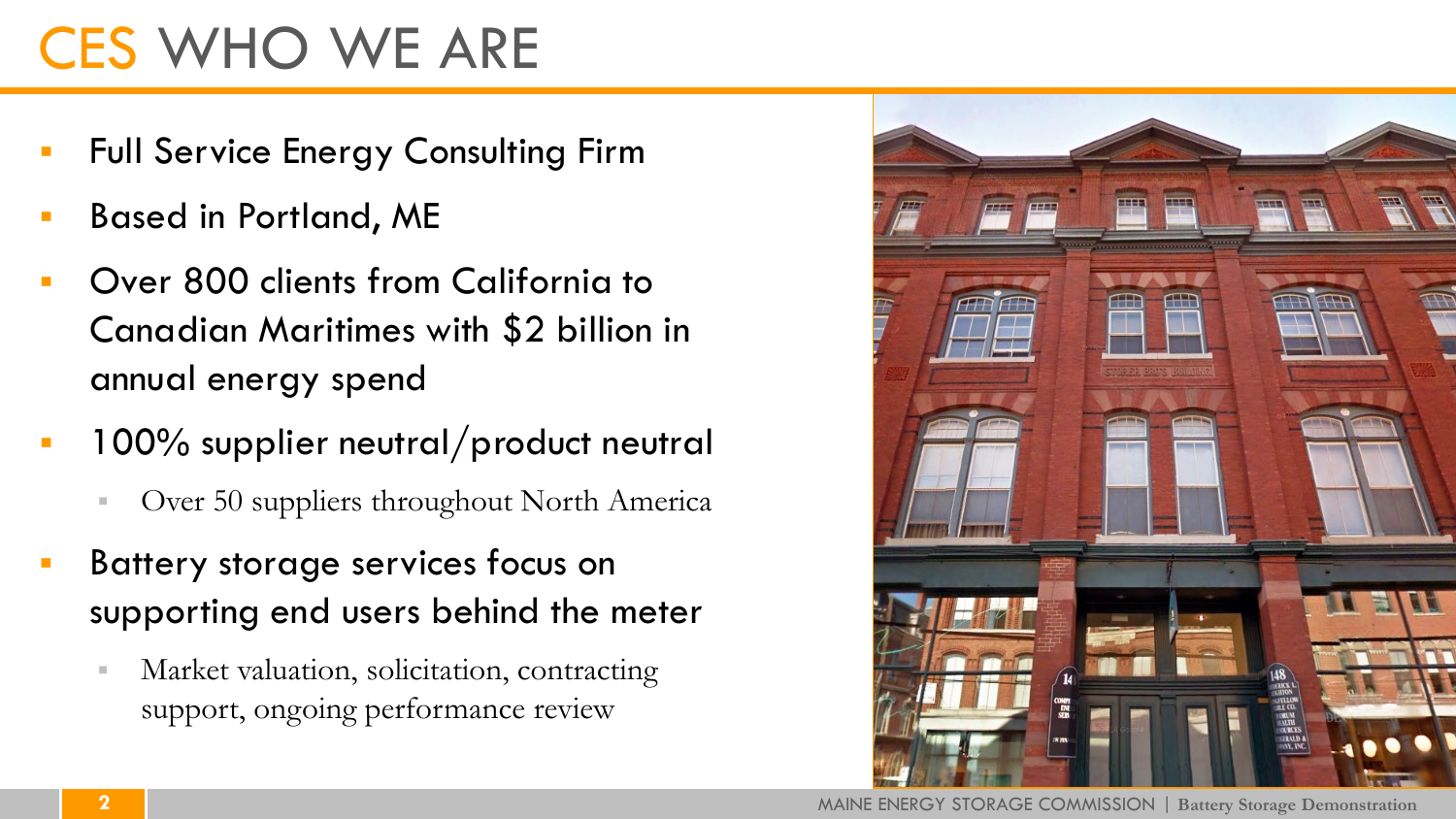# CES WHO WE ARE

- Full Service Energy Consulting Firm
- Based in Portland, ME
- Over 800 clients from California to Canadian Maritimes with $2 billion in annual energy spend
- 100% supplier neutral/product neutral
  - Over 50 suppliers throughout North America
- Battery storage services focus on supporting end users behind the meter
  - Market valuation, solicitation, contracting support, ongoing performance review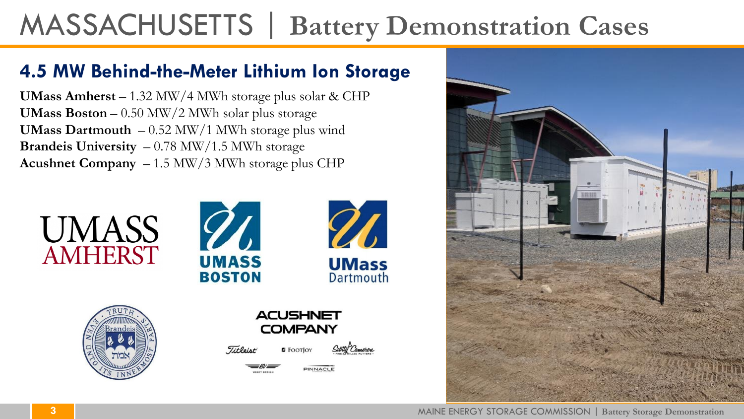# MASSACHUSETTS | Battery Demonstration Cases

## 4.5 MW Behind-the-Meter Lithium Ion Storage

**UMass Amherst** – 1.32 MW/4 MWh storage plus solar & CHP
**UMass Boston** – 0.50 MW/2 MWh solar plus storage
**UMass Dartmouth** – 0.52 MW/1 MWh storage plus wind
**Brandeis University** – 0.78 MW/1.5 MWh storage
**Acushnet Company** – 1.5 MW/3 MWh storage plus CHP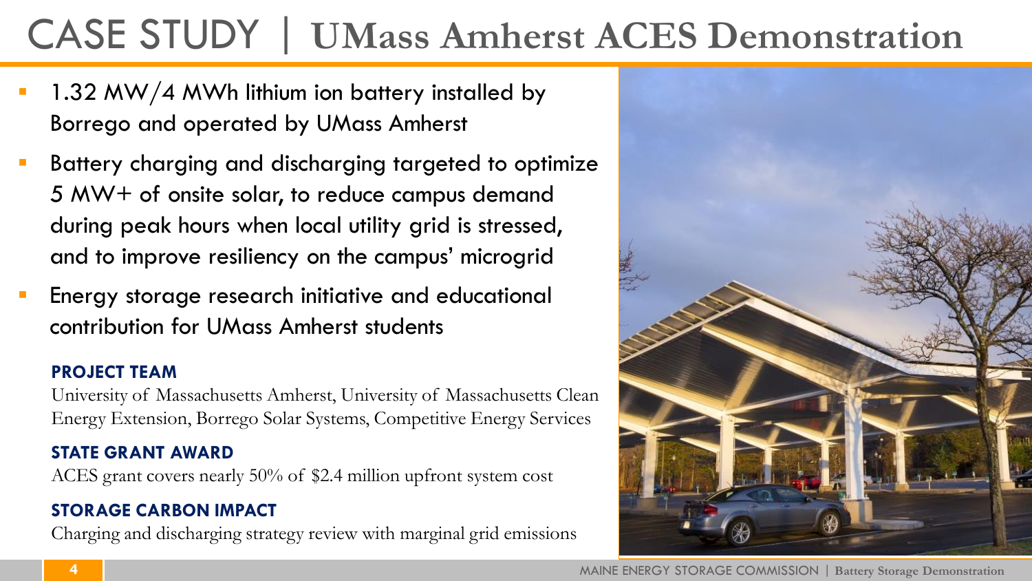# CASE STUDY | UMass Amherst ACES Demonstration

- 1.32 MW/4 MWh lithium ion battery installed by Borrego and operated by UMass Amherst
- Battery charging and discharging targeted to optimize 5 MW+ of onsite solar, to reduce campus demand during peak hours when local utility grid is stressed, and to improve resiliency on the campus' microgrid
- Energy storage research initiative and educational contribution for UMass Amherst students

**PROJECT TEAM**

University of Massachusetts Amherst, University of Massachusetts Clean Energy Extension, Borrego Solar Systems, Competitive Energy Services

**STATE GRANT AWARD**

ACES grant covers nearly 50% of $2.4 million upfront system cost

**STORAGE CARBON IMPACT**

Charging and discharging strategy review with marginal grid emissions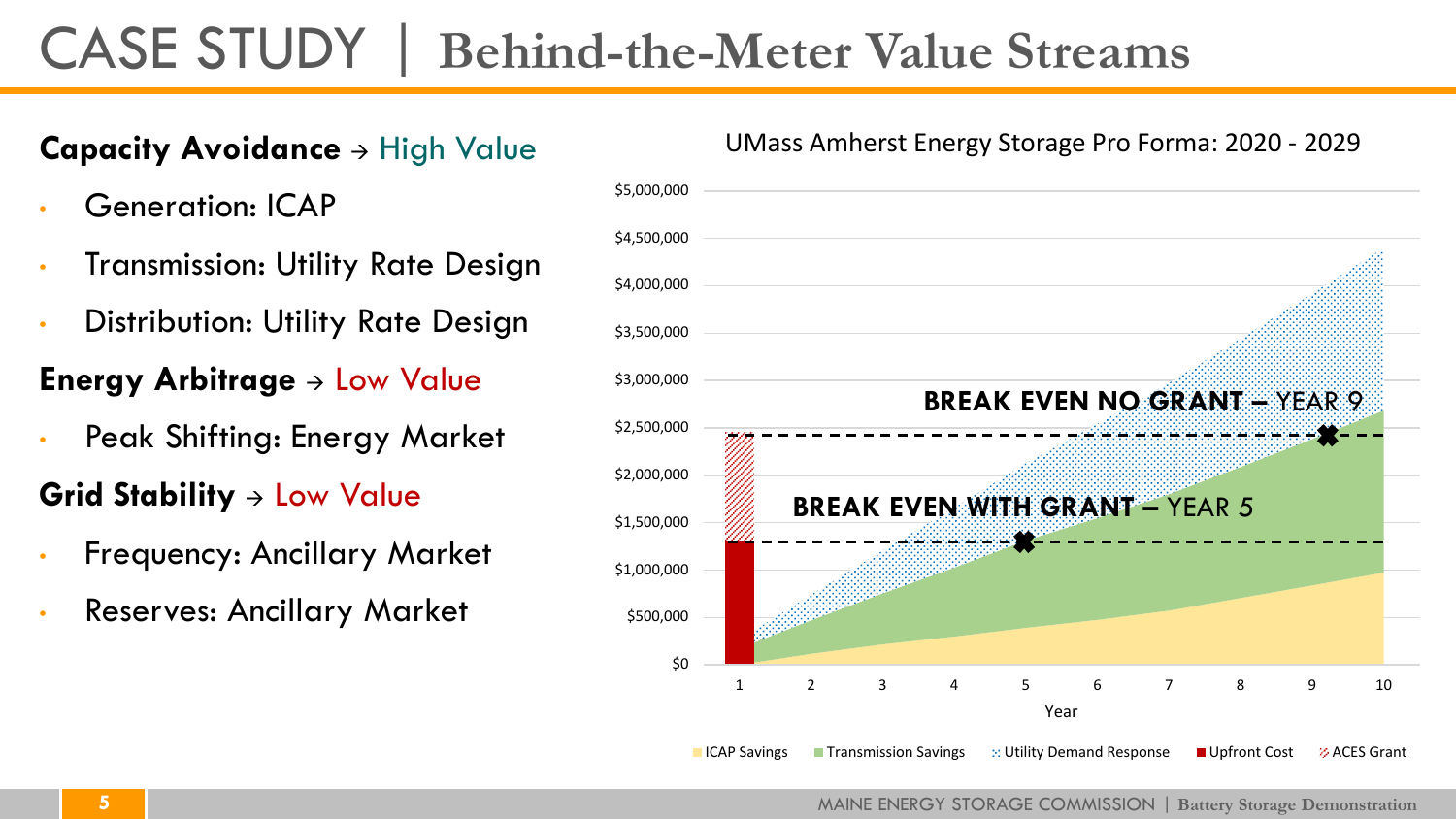# CASE STUDY | Behind-the-Meter Value Streams

**Capacity Avoidance** → High Value

- Generation: ICAP
- Transmission: Utility Rate Design
- Distribution: Utility Rate Design

**Energy Arbitrage** → Low Value

- Peak Shifting: Energy Market

**Grid Stability** → Low Value

- Frequency: Ancillary Market
- Reserves: Ancillary Market

UMass Amherst Energy Storage Pro Forma: 2020 - 2029

**BREAK EVEN NO GRANT –** YEAR 9

**BREAK EVEN WITH GRANT –** YEAR 5

Year

ICAP Savings | Transmission Savings | Utility Demand Response | Upfront Cost | ACES Grant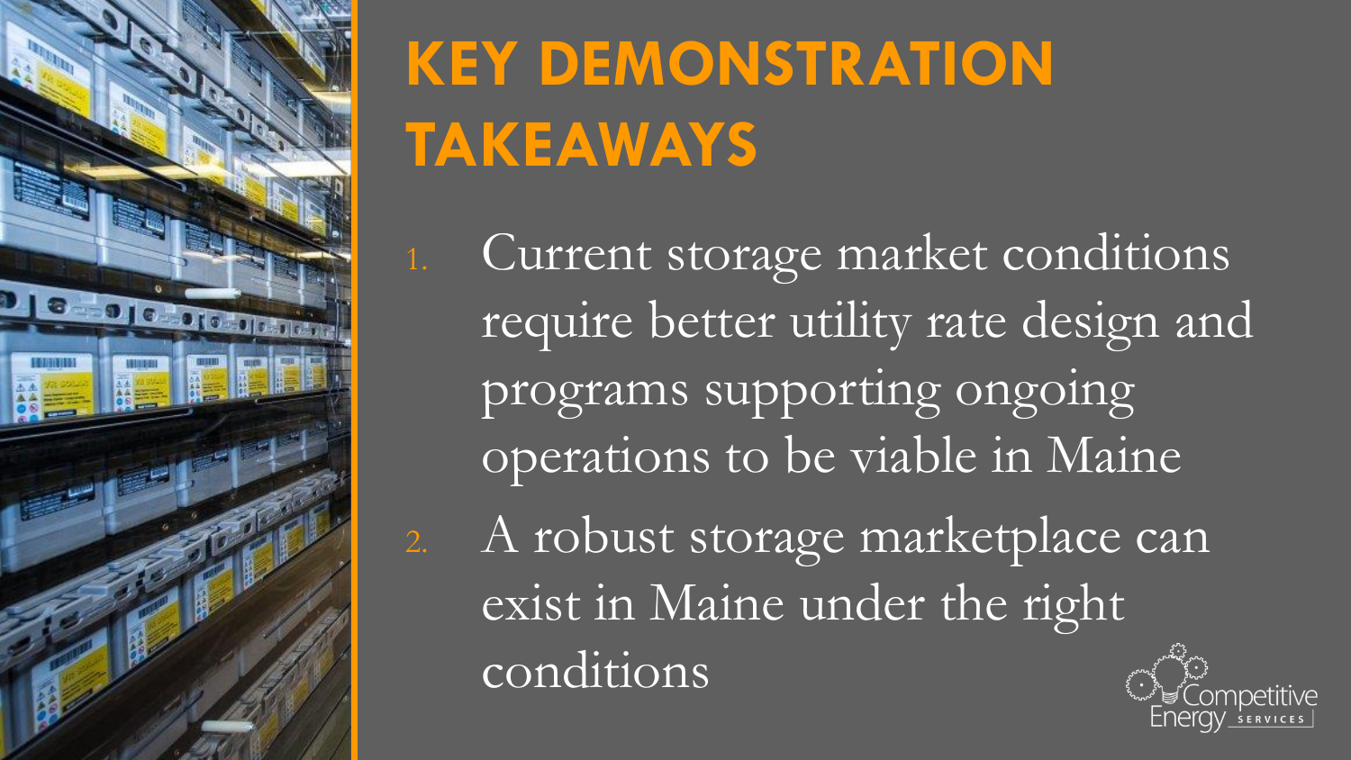# KEY DEMONSTRATION TAKEAWAYS

1. Current storage market conditions require better utility rate design and programs supporting ongoing operations to be viable in Maine
2. A robust storage marketplace can exist in Maine under the right conditions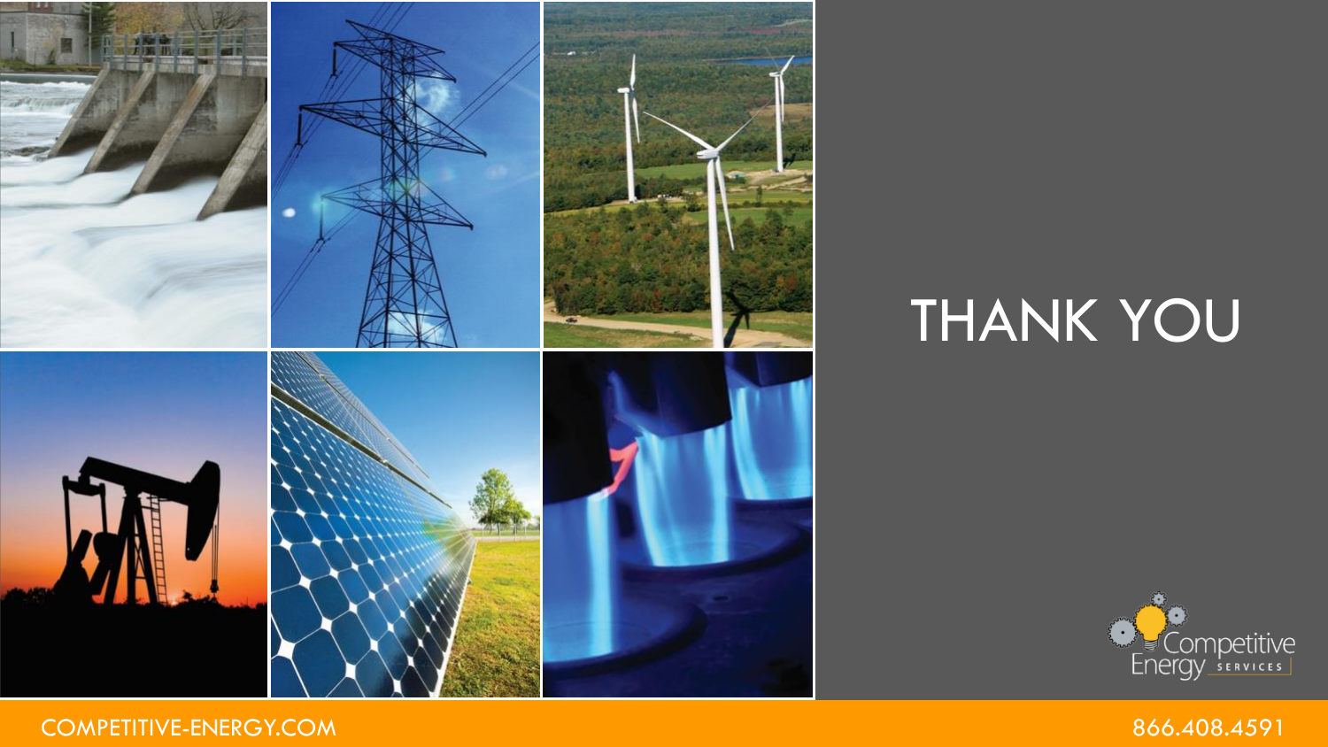# THANK YOU

Competitive Energy SERVICES

COMPETITIVE-ENERGY.COM

866.408.4591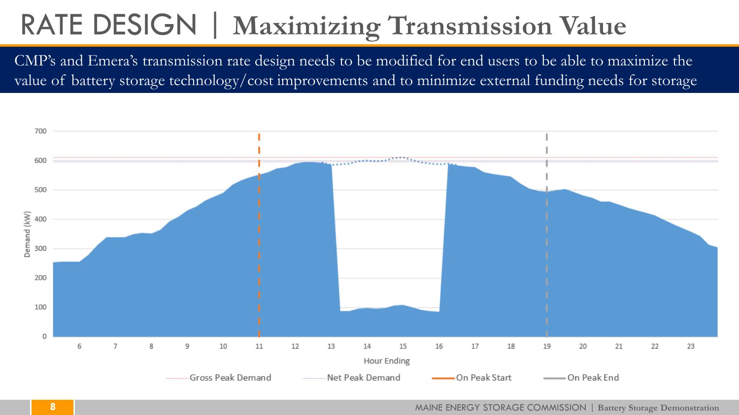# RATE DESIGN | Maximizing Transmission Value

CMP's and Emera's transmission rate design needs to be modified for end users to be able to maximize the value of battery storage technology/cost improvements and to minimize external funding needs for storage

Demand (kW)

700
600
500
400
300
200
100
0

6 7 8 9 10 11 12 13 14 15 16 17 18 19 20 21 22 23

Hour Ending

Gross Peak Demand
Net Peak Demand
On Peak Start
On Peak End